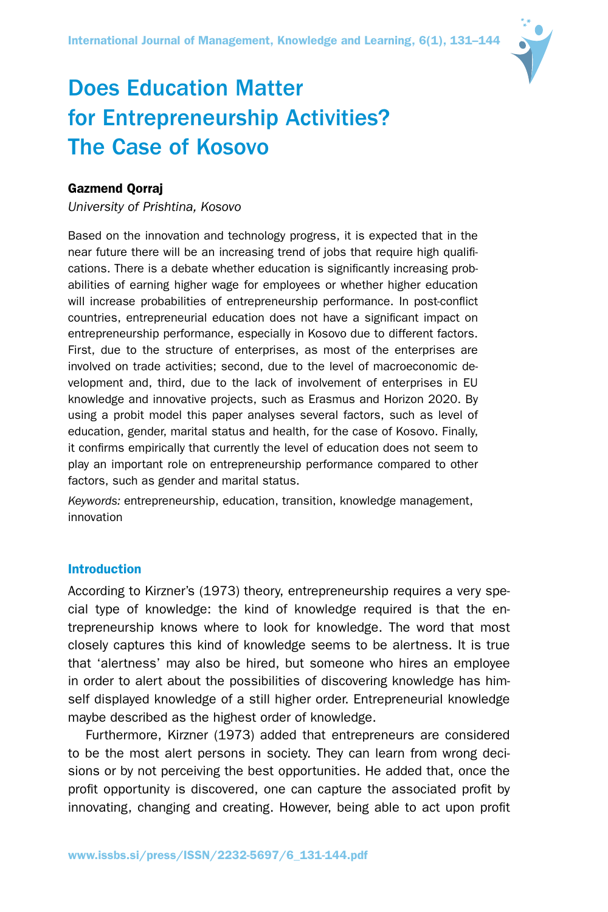# Does Education Matter for Entrepreneurship Activities? The Case of Kosovo

**Gazmend Qorraj**

*University of Prishtina, Kosovo*

Based on the innovation and technology progress, it is expected that in the near future there will be an increasing trend of jobs that require high qualifications. There is a debate whether education is significantly increasing probabilities of earning higher wage for employees or whether higher education will increase probabilities of entrepreneurship performance. In post-conflict countries, entrepreneurial education does not have a significant impact on entrepreneurship performance, especially in Kosovo due to different factors. First, due to the structure of enterprises, as most of the enterprises are involved on trade activities; second, due to the level of macroeconomic development and, third, due to the lack of involvement of enterprises in EU knowledge and innovative projects, such as Erasmus and Horizon 2020. By using a probit model this paper analyses several factors, such as level of education, gender, marital status and health, for the case of Kosovo. Finally, it confirms empirically that currently the level of education does not seem to play an important role on entrepreneurship performance compared to other factors, such as gender and marital status.

*Keywords:* entrepreneurship, education, transition, knowledge management, innovation

## Introduction

According to Kirzner's (1973) theory, entrepreneurship requires a very special type of knowledge: the kind of knowledge required is that the entrepreneurship knows where to look for knowledge. The word that most closely captures this kind of knowledge seems to be alertness. It is true that 'alertness' may also be hired, but someone who hires an employee in order to alert about the possibilities of discovering knowledge has himself displayed knowledge of a still higher order. Entrepreneurial knowledge maybe described as the highest order of knowledge.

Furthermore, Kirzner (1973) added that entrepreneurs are considered to be the most alert persons in society. They can learn from wrong decisions or by not perceiving the best opportunities. He added that, once the profit opportunity is discovered, one can capture the associated profit by innovating, changing and creating. However, being able to act upon profit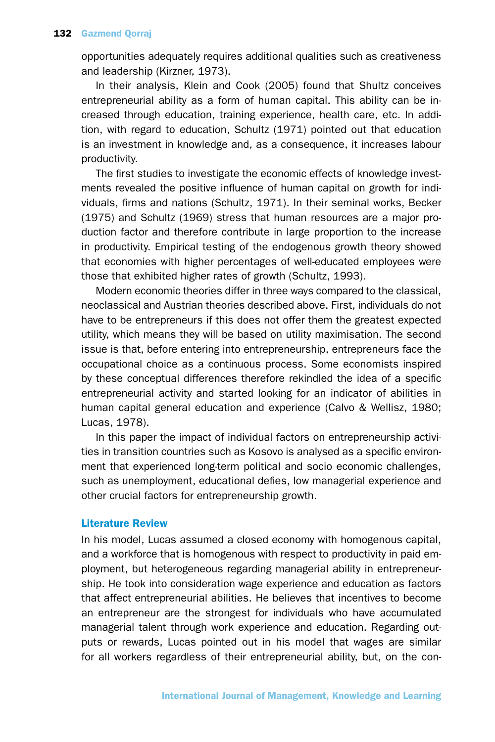opportunities adequately requires additional qualities such as creativeness and leadership (Kirzner, 1973).

In their analysis, Klein and Cook (2005) found that Shultz conceives entrepreneurial ability as a form of human capital. This ability can be increased through education, training experience, health care, etc. In addition, with regard to education, Schultz (1971) pointed out that education is an investment in knowledge and, as a consequence, it increases labour productivity.

The first studies to investigate the economic effects of knowledge investments revealed the positive influence of human capital on growth for individuals, firms and nations (Schultz, 1971). In their seminal works, Becker (1975) and Schultz (1969) stress that human resources are a major production factor and therefore contribute in large proportion to the increase in productivity. Empirical testing of the endogenous growth theory showed that economies with higher percentages of well-educated employees were those that exhibited higher rates of growth (Schultz, 1993).

Modern economic theories differ in three ways compared to the classical, neoclassical and Austrian theories described above. First, individuals do not have to be entrepreneurs if this does not offer them the greatest expected utility, which means they will be based on utility maximisation. The second issue is that, before entering into entrepreneurship, entrepreneurs face the occupational choice as a continuous process. Some economists inspired by these conceptual differences therefore rekindled the idea of a specific entrepreneurial activity and started looking for an indicator of abilities in human capital general education and experience (Calvo & Wellisz, 1980; Lucas, 1978).

In this paper the impact of individual factors on entrepreneurship activities in transition countries such as Kosovo is analysed as a specific environment that experienced long-term political and socio economic challenges, such as unemployment, educational defies, low managerial experience and other crucial factors for entrepreneurship growth.

## Literature Review

In his model, Lucas assumed a closed economy with homogenous capital, and a workforce that is homogenous with respect to productivity in paid employment, but heterogeneous regarding managerial ability in entrepreneurship. He took into consideration wage experience and education as factors that affect entrepreneurial abilities. He believes that incentives to become an entrepreneur are the strongest for individuals who have accumulated managerial talent through work experience and education. Regarding outputs or rewards, Lucas pointed out in his model that wages are similar for all workers regardless of their entrepreneurial ability, but, on the con-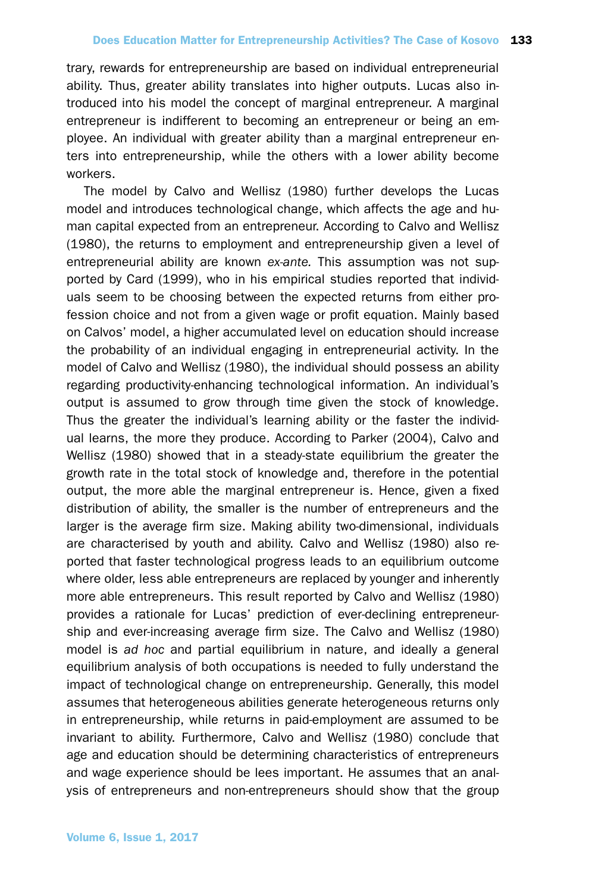trary, rewards for entrepreneurship are based on individual entrepreneurial ability. Thus, greater ability translates into higher outputs. Lucas also introduced into his model the concept of marginal entrepreneur. A marginal entrepreneur is indifferent to becoming an entrepreneur or being an employee. An individual with greater ability than a marginal entrepreneur enters into entrepreneurship, while the others with a lower ability become workers.

The model by Calvo and Wellisz (1980) further develops the Lucas model and introduces technological change, which affects the age and human capital expected from an entrepreneur. According to Calvo and Wellisz (1980), the returns to employment and entrepreneurship given a level of entrepreneurial ability are known *ex-ante.* This assumption was not supported by Card (1999), who in his empirical studies reported that individuals seem to be choosing between the expected returns from either profession choice and not from a given wage or profit equation. Mainly based on Calvos' model, a higher accumulated level on education should increase the probability of an individual engaging in entrepreneurial activity. In the model of Calvo and Wellisz (1980), the individual should possess an ability regarding productivity-enhancing technological information. An individual's output is assumed to grow through time given the stock of knowledge. Thus the greater the individual's learning ability or the faster the individual learns, the more they produce. According to Parker (2004), Calvo and Wellisz (1980) showed that in a steady-state equilibrium the greater the growth rate in the total stock of knowledge and, therefore in the potential output, the more able the marginal entrepreneur is. Hence, given a fixed distribution of ability, the smaller is the number of entrepreneurs and the larger is the average firm size. Making ability two-dimensional, individuals are characterised by youth and ability. Calvo and Wellisz (1980) also reported that faster technological progress leads to an equilibrium outcome where older, less able entrepreneurs are replaced by younger and inherently more able entrepreneurs. This result reported by Calvo and Wellisz (1980) provides a rationale for Lucas' prediction of ever-declining entrepreneurship and ever-increasing average firm size. The Calvo and Wellisz (1980) model is *ad hoc* and partial equilibrium in nature, and ideally a general equilibrium analysis of both occupations is needed to fully understand the impact of technological change on entrepreneurship. Generally, this model assumes that heterogeneous abilities generate heterogeneous returns only in entrepreneurship, while returns in paid-employment are assumed to be invariant to ability. Furthermore, Calvo and Wellisz (1980) conclude that age and education should be determining characteristics of entrepreneurs and wage experience should be lees important. He assumes that an analysis of entrepreneurs and non-entrepreneurs should show that the group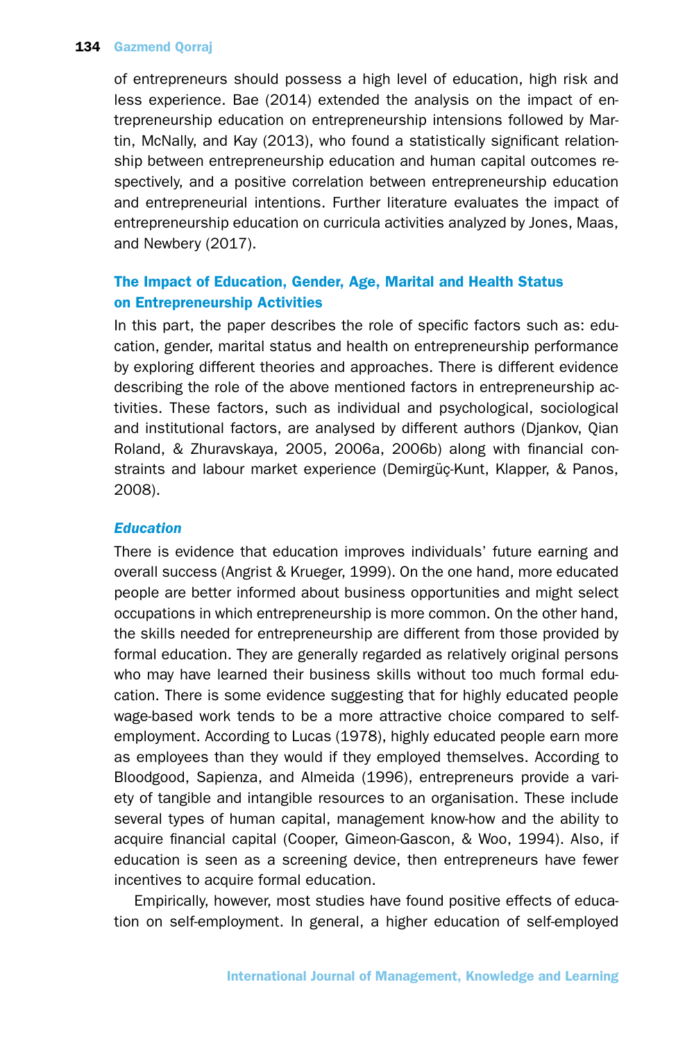of entrepreneurs should possess a high level of education, high risk and less experience. Bae (2014) extended the analysis on the impact of entrepreneurship education on entrepreneurship intensions followed by Martin, McNally, and Kay (2013), who found a statistically significant relationship between entrepreneurship education and human capital outcomes respectively, and a positive correlation between entrepreneurship education and entrepreneurial intentions. Further literature evaluates the impact of entrepreneurship education on curricula activities analyzed by Jones, Maas, and Newbery (2017).

## The Impact of Education, Gender, Age, Marital and Health Status on Entrepreneurship Activities

In this part, the paper describes the role of specific factors such as: education, gender, marital status and health on entrepreneurship performance by exploring different theories and approaches. There is different evidence describing the role of the above mentioned factors in entrepreneurship activities. These factors, such as individual and psychological, sociological and institutional factors, are analysed by different authors (Djankov, Qian Roland, & Zhuravskaya, 2005, 2006a, 2006b) along with financial constraints and labour market experience (Demirgüç-Kunt, Klapper, & Panos, 2008).

### *Education*

There is evidence that education improves individuals' future earning and overall success (Angrist & Krueger, 1999). On the one hand, more educated people are better informed about business opportunities and might select occupations in which entrepreneurship is more common. On the other hand, the skills needed for entrepreneurship are different from those provided by formal education. They are generally regarded as relatively original persons who may have learned their business skills without too much formal education. There is some evidence suggesting that for highly educated people wage-based work tends to be a more attractive choice compared to self-employment. According to Lucas (1978), highly educated people earn more as employees than they would if they employed themselves. According to Bloodgood, Sapienza, and Almeida (1996), entrepreneurs provide a variety of tangible and intangible resources to an organisation. These include several types of human capital, management know-how and the ability to acquire financial capital (Cooper, Gimeon-Gascon, & Woo, 1994). Also, if education is seen as a screening device, then entrepreneurs have fewer incentives to acquire formal education.

Empirically, however, most studies have found positive effects of education on self-employment. In general, a higher education of self-employed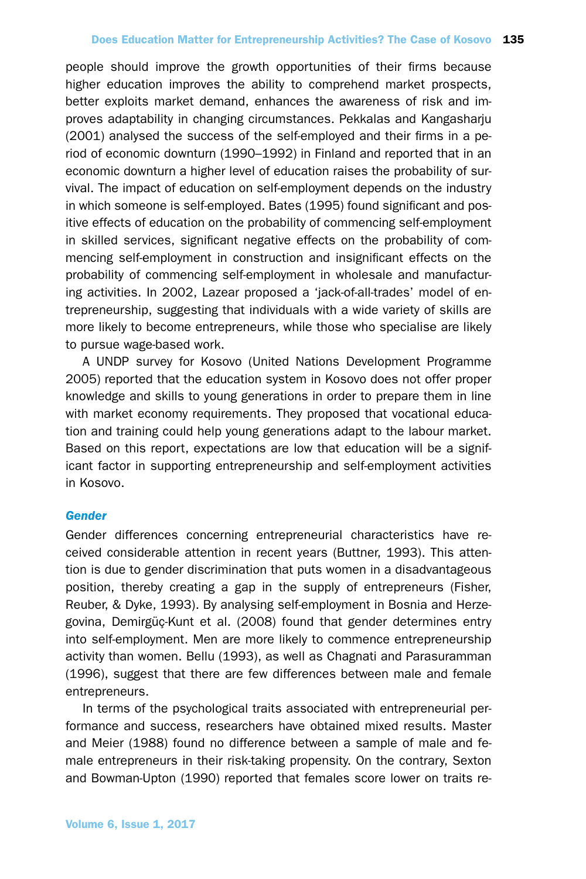people should improve the growth opportunities of their firms because higher education improves the ability to comprehend market prospects, better exploits market demand, enhances the awareness of risk and improves adaptability in changing circumstances. Pekkalas and Kangasharju (2001) analysed the success of the self-employed and their firms in a period of economic downturn (1990–1992) in Finland and reported that in an economic downturn a higher level of education raises the probability of survival. The impact of education on self-employment depends on the industry in which someone is self-employed. Bates (1995) found significant and positive effects of education on the probability of commencing self-employment in skilled services, significant negative effects on the probability of commencing self-employment in construction and insignificant effects on the probability of commencing self-employment in wholesale and manufacturing activities. In 2002, Lazear proposed a 'jack-of-all-trades' model of entrepreneurship, suggesting that individuals with a wide variety of skills are more likely to become entrepreneurs, while those who specialise are likely to pursue wage-based work.

A UNDP survey for Kosovo (United Nations Development Programme 2005) reported that the education system in Kosovo does not offer proper knowledge and skills to young generations in order to prepare them in line with market economy requirements. They proposed that vocational education and training could help young generations adapt to the labour market. Based on this report, expectations are low that education will be a significant factor in supporting entrepreneurship and self-employment activities in Kosovo.

### *Gender*

Gender differences concerning entrepreneurial characteristics have received considerable attention in recent years (Buttner, 1993). This attention is due to gender discrimination that puts women in a disadvantageous position, thereby creating a gap in the supply of entrepreneurs (Fisher, Reuber, & Dyke, 1993). By analysing self-employment in Bosnia and Herzegovina, Demirgüç-Kunt et al. (2008) found that gender determines entry into self-employment. Men are more likely to commence entrepreneurship activity than women. Bellu (1993), as well as Chagnati and Parasuramman (1996), suggest that there are few differences between male and female entrepreneurs.

In terms of the psychological traits associated with entrepreneurial performance and success, researchers have obtained mixed results. Master and Meier (1988) found no difference between a sample of male and female entrepreneurs in their risk-taking propensity. On the contrary, Sexton and Bowman-Upton (1990) reported that females score lower on traits re-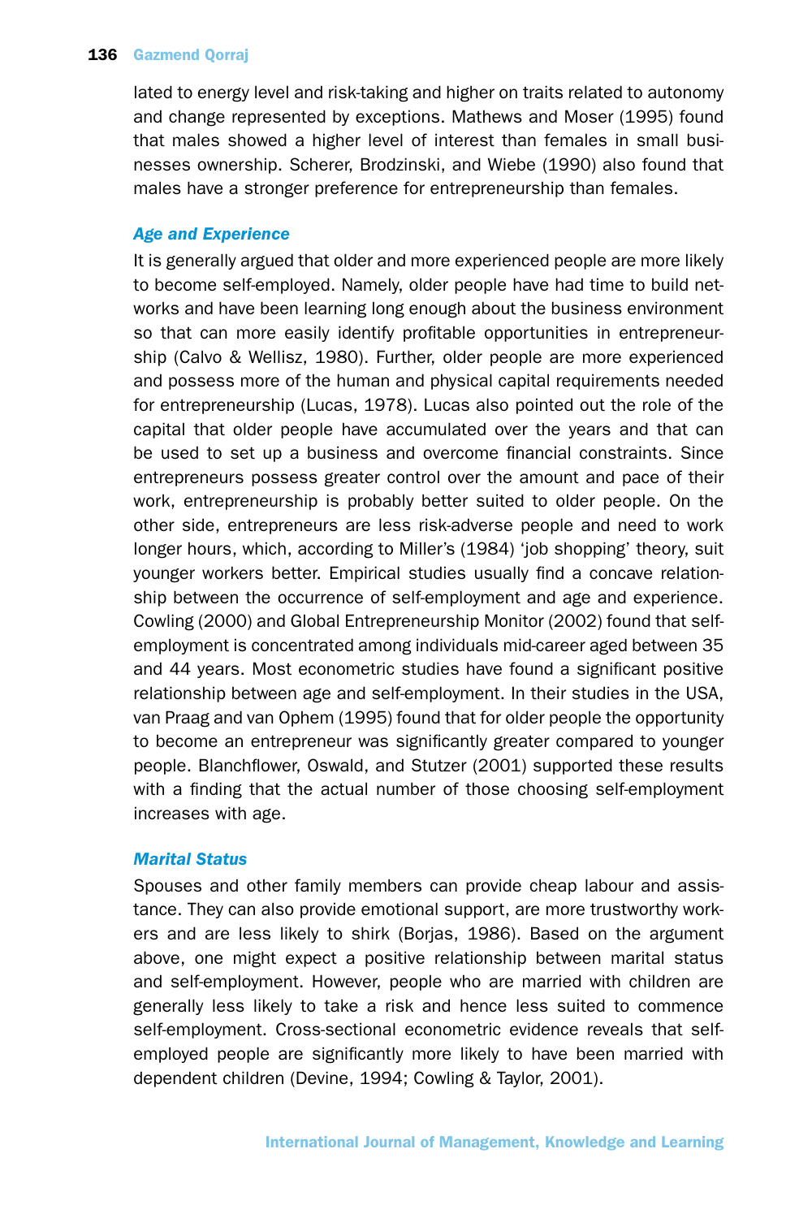lated to energy level and risk-taking and higher on traits related to autonomy and change represented by exceptions. Mathews and Moser (1995) found that males showed a higher level of interest than females in small businesses ownership. Scherer, Brodzinski, and Wiebe (1990) also found that males have a stronger preference for entrepreneurship than females.

### *Age and Experience*

It is generally argued that older and more experienced people are more likely to become self-employed. Namely, older people have had time to build networks and have been learning long enough about the business environment so that can more easily identify profitable opportunities in entrepreneurship (Calvo & Wellisz, 1980). Further, older people are more experienced and possess more of the human and physical capital requirements needed for entrepreneurship (Lucas, 1978). Lucas also pointed out the role of the capital that older people have accumulated over the years and that can be used to set up a business and overcome financial constraints. Since entrepreneurs possess greater control over the amount and pace of their work, entrepreneurship is probably better suited to older people. On the other side, entrepreneurs are less risk-adverse people and need to work longer hours, which, according to Miller's (1984) 'job shopping' theory, suit younger workers better. Empirical studies usually find a concave relationship between the occurrence of self-employment and age and experience. Cowling (2000) and Global Entrepreneurship Monitor (2002) found that self-employment is concentrated among individuals mid-career aged between 35 and 44 years. Most econometric studies have found a significant positive relationship between age and self-employment. In their studies in the USA, van Praag and van Ophem (1995) found that for older people the opportunity to become an entrepreneur was significantly greater compared to younger people. Blanchflower, Oswald, and Stutzer (2001) supported these results with a finding that the actual number of those choosing self-employment increases with age.

### *Marital Status*

Spouses and other family members can provide cheap labour and assistance. They can also provide emotional support, are more trustworthy workers and are less likely to shirk (Borjas, 1986). Based on the argument above, one might expect a positive relationship between marital status and self-employment. However, people who are married with children are generally less likely to take a risk and hence less suited to commence self-employment. Cross-sectional econometric evidence reveals that self-employed people are significantly more likely to have been married with dependent children (Devine, 1994; Cowling & Taylor, 2001).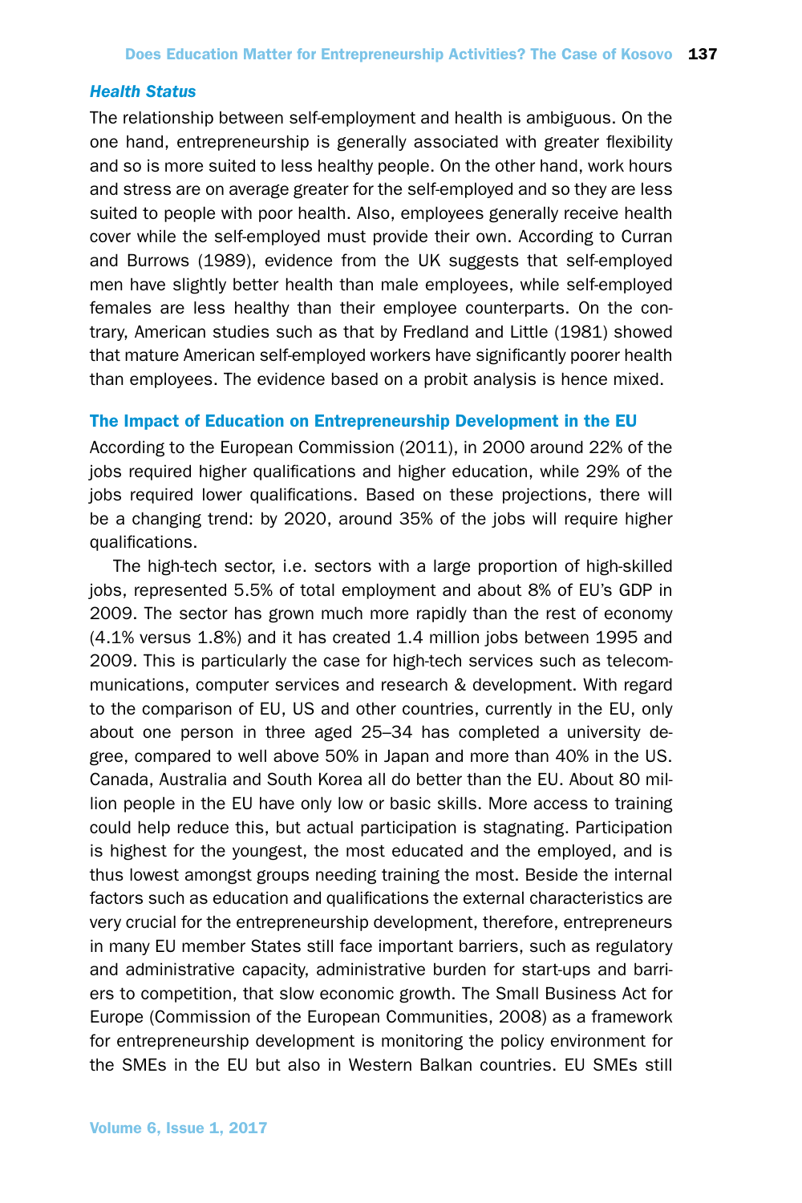### *Health Status*

The relationship between self-employment and health is ambiguous. On the one hand, entrepreneurship is generally associated with greater flexibility and so is more suited to less healthy people. On the other hand, work hours and stress are on average greater for the self-employed and so they are less suited to people with poor health. Also, employees generally receive health cover while the self-employed must provide their own. According to Curran and Burrows (1989), evidence from the UK suggests that self-employed men have slightly better health than male employees, while self-employed females are less healthy than their employee counterparts. On the contrary, American studies such as that by Fredland and Little (1981) showed that mature American self-employed workers have significantly poorer health than employees. The evidence based on a probit analysis is hence mixed.

## The Impact of Education on Entrepreneurship Development in the EU

According to the European Commission (2011), in 2000 around 22% of the jobs required higher qualifications and higher education, while 29% of the jobs required lower qualifications. Based on these projections, there will be a changing trend: by 2020, around 35% of the jobs will require higher qualifications.

The high-tech sector, i.e. sectors with a large proportion of high-skilled jobs, represented 5.5% of total employment and about 8% of EU's GDP in 2009. The sector has grown much more rapidly than the rest of economy (4.1% versus 1.8%) and it has created 1.4 million jobs between 1995 and 2009. This is particularly the case for high-tech services such as telecommunications, computer services and research & development. With regard to the comparison of EU, US and other countries, currently in the EU, only about one person in three aged 25–34 has completed a university degree, compared to well above 50% in Japan and more than 40% in the US. Canada, Australia and South Korea all do better than the EU. About 80 million people in the EU have only low or basic skills. More access to training could help reduce this, but actual participation is stagnating. Participation is highest for the youngest, the most educated and the employed, and is thus lowest amongst groups needing training the most. Beside the internal factors such as education and qualifications the external characteristics are very crucial for the entrepreneurship development, therefore, entrepreneurs in many EU member States still face important barriers, such as regulatory and administrative capacity, administrative burden for start-ups and barriers to competition, that slow economic growth. The Small Business Act for Europe (Commission of the European Communities, 2008) as a framework for entrepreneurship development is monitoring the policy environment for the SMEs in the EU but also in Western Balkan countries. EU SMEs still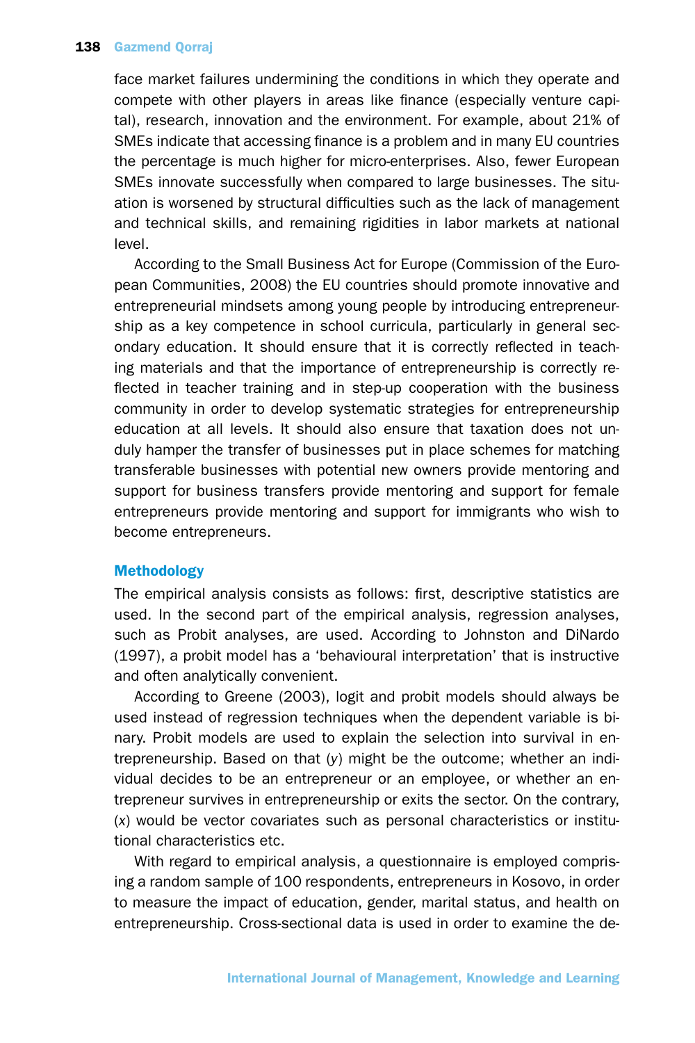face market failures undermining the conditions in which they operate and compete with other players in areas like finance (especially venture capital), research, innovation and the environment. For example, about 21% of SMEs indicate that accessing finance is a problem and in many EU countries the percentage is much higher for micro-enterprises. Also, fewer European SMEs innovate successfully when compared to large businesses. The situation is worsened by structural difficulties such as the lack of management and technical skills, and remaining rigidities in labor markets at national level.

According to the Small Business Act for Europe (Commission of the European Communities, 2008) the EU countries should promote innovative and entrepreneurial mindsets among young people by introducing entrepreneurship as a key competence in school curricula, particularly in general secondary education. It should ensure that it is correctly reflected in teaching materials and that the importance of entrepreneurship is correctly reflected in teacher training and in step-up cooperation with the business community in order to develop systematic strategies for entrepreneurship education at all levels. It should also ensure that taxation does not unduly hamper the transfer of businesses put in place schemes for matching transferable businesses with potential new owners provide mentoring and support for business transfers provide mentoring and support for female entrepreneurs provide mentoring and support for immigrants who wish to become entrepreneurs.

## Methodology

The empirical analysis consists as follows: first, descriptive statistics are used. In the second part of the empirical analysis, regression analyses, such as Probit analyses, are used. According to Johnston and DiNardo (1997), a probit model has a 'behavioural interpretation' that is instructive and often analytically convenient.

According to Greene (2003), logit and probit models should always be used instead of regression techniques when the dependent variable is binary. Probit models are used to explain the selection into survival in entrepreneurship. Based on that ($y$) might be the outcome; whether an individual decides to be an entrepreneur or an employee, or whether an entrepreneur survives in entrepreneurship or exits the sector. On the contrary, ($x$) would be vector covariates such as personal characteristics or institutional characteristics etc.

With regard to empirical analysis, a questionnaire is employed comprising a random sample of 100 respondents, entrepreneurs in Kosovo, in order to measure the impact of education, gender, marital status, and health on entrepreneurship. Cross-sectional data is used in order to examine the de-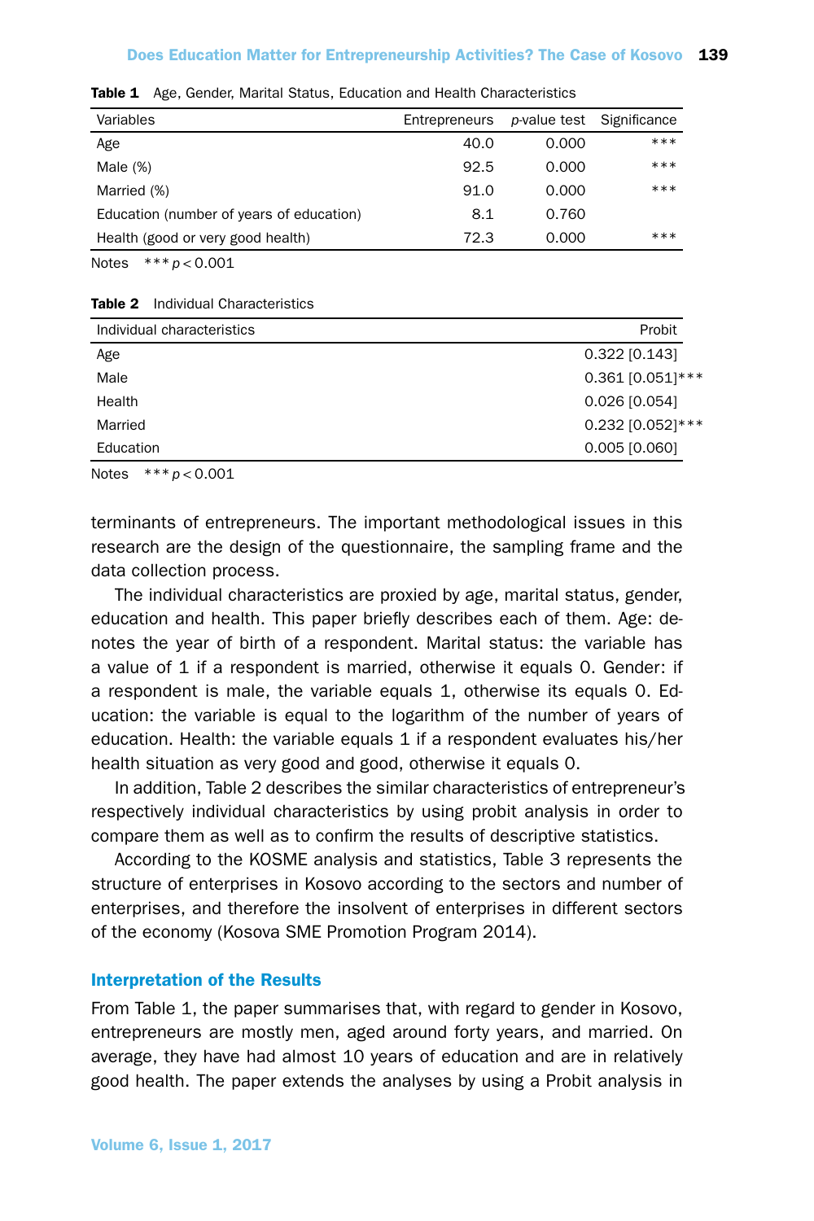Table 1 Age, Gender, Marital Status, Education and Health Characteristics

| Variables | Entrepreneurs | *p*-value test | Significance |
|---|---|---|---|
| Age | 40.0 | 0.000 | *** |
| Male (%) | 92.5 | 0.000 | *** |
| Married (%) | 91.0 | 0.000 | *** |
| Education (number of years of education) | 8.1 | 0.760 | |
| Health (good or very good health) | 72.3 | 0.000 | *** |

Notes *** $p < 0.001$

Table 2 Individual Characteristics

| Individual characteristics | Probit |
|---|---|
| Age | 0.322 [0.143] |
| Male | 0.361 [0.051]*** |
| Health | 0.026 [0.054] |
| Married | 0.232 [0.052]*** |
| Education | 0.005 [0.060] |

Notes *** $p < 0.001$

terminants of entrepreneurs. The important methodological issues in this research are the design of the questionnaire, the sampling frame and the data collection process.

The individual characteristics are proxied by age, marital status, gender, education and health. This paper briefly describes each of them. Age: denotes the year of birth of a respondent. Marital status: the variable has a value of 1 if a respondent is married, otherwise it equals 0. Gender: if a respondent is male, the variable equals 1, otherwise its equals 0. Education: the variable is equal to the logarithm of the number of years of education. Health: the variable equals 1 if a respondent evaluates his/her health situation as very good and good, otherwise it equals 0.

In addition, Table 2 describes the similar characteristics of entrepreneur's respectively individual characteristics by using probit analysis in order to compare them as well as to confirm the results of descriptive statistics.

According to the KOSME analysis and statistics, Table 3 represents the structure of enterprises in Kosovo according to the sectors and number of enterprises, and therefore the insolvent of enterprises in different sectors of the economy (Kosova SME Promotion Program 2014).

## Interpretation of the Results

From Table 1, the paper summarises that, with regard to gender in Kosovo, entrepreneurs are mostly men, aged around forty years, and married. On average, they have had almost 10 years of education and are in relatively good health. The paper extends the analyses by using a Probit analysis in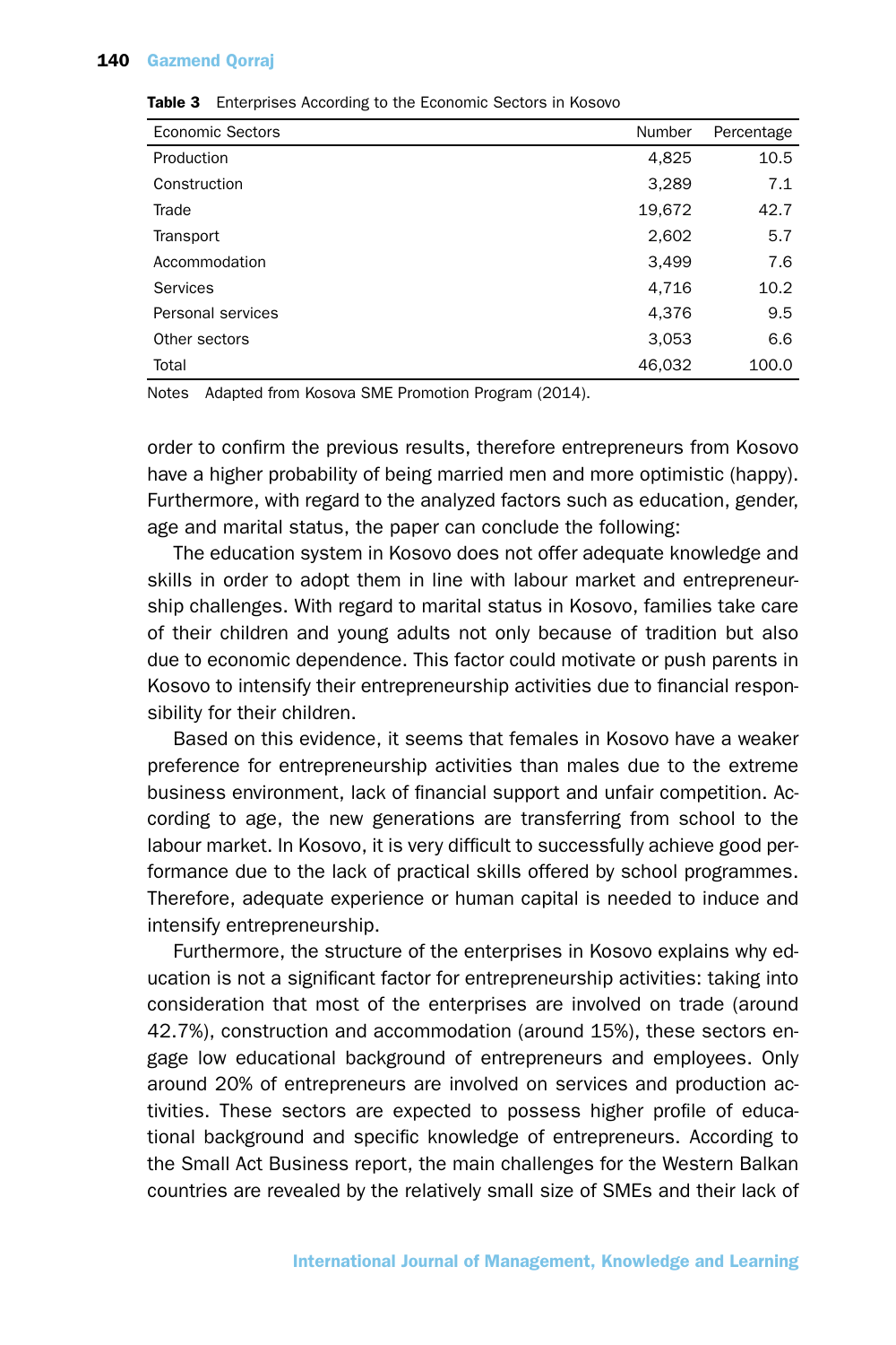**Table 3** Enterprises According to the Economic Sectors in Kosovo

| Economic Sectors | Number | Percentage |
|---|---|---|
| Production | 4,825 | 10.5 |
| Construction | 3,289 | 7.1 |
| Trade | 19,672 | 42.7 |
| Transport | 2,602 | 5.7 |
| Accommodation | 3,499 | 7.6 |
| Services | 4,716 | 10.2 |
| Personal services | 4,376 | 9.5 |
| Other sectors | 3,053 | 6.6 |
| Total | 46,032 | 100.0 |

Notes Adapted from Kosova SME Promotion Program (2014).

order to confirm the previous results, therefore entrepreneurs from Kosovo have a higher probability of being married men and more optimistic (happy). Furthermore, with regard to the analyzed factors such as education, gender, age and marital status, the paper can conclude the following:

The education system in Kosovo does not offer adequate knowledge and skills in order to adopt them in line with labour market and entrepreneurship challenges. With regard to marital status in Kosovo, families take care of their children and young adults not only because of tradition but also due to economic dependence. This factor could motivate or push parents in Kosovo to intensify their entrepreneurship activities due to financial responsibility for their children.

Based on this evidence, it seems that females in Kosovo have a weaker preference for entrepreneurship activities than males due to the extreme business environment, lack of financial support and unfair competition. According to age, the new generations are transferring from school to the labour market. In Kosovo, it is very difficult to successfully achieve good performance due to the lack of practical skills offered by school programmes. Therefore, adequate experience or human capital is needed to induce and intensify entrepreneurship.

Furthermore, the structure of the enterprises in Kosovo explains why education is not a significant factor for entrepreneurship activities: taking into consideration that most of the enterprises are involved on trade (around 42.7%), construction and accommodation (around 15%), these sectors engage low educational background of entrepreneurs and employees. Only around 20% of entrepreneurs are involved on services and production activities. These sectors are expected to possess higher profile of educational background and specific knowledge of entrepreneurs. According to the Small Act Business report, the main challenges for the Western Balkan countries are revealed by the relatively small size of SMEs and their lack of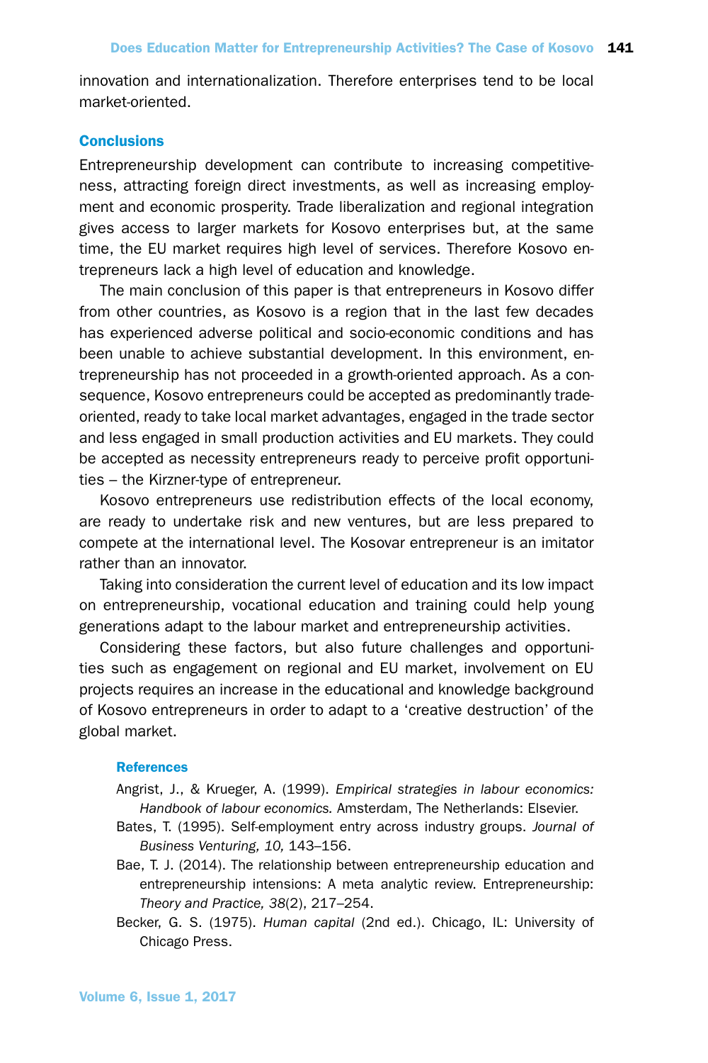innovation and internationalization. Therefore enterprises tend to be local market-oriented.

## Conclusions

Entrepreneurship development can contribute to increasing competitiveness, attracting foreign direct investments, as well as increasing employment and economic prosperity. Trade liberalization and regional integration gives access to larger markets for Kosovo enterprises but, at the same time, the EU market requires high level of services. Therefore Kosovo entrepreneurs lack a high level of education and knowledge.

The main conclusion of this paper is that entrepreneurs in Kosovo differ from other countries, as Kosovo is a region that in the last few decades has experienced adverse political and socio-economic conditions and has been unable to achieve substantial development. In this environment, entrepreneurship has not proceeded in a growth-oriented approach. As a consequence, Kosovo entrepreneurs could be accepted as predominantly trade-oriented, ready to take local market advantages, engaged in the trade sector and less engaged in small production activities and EU markets. They could be accepted as necessity entrepreneurs ready to perceive profit opportunities – the Kirzner-type of entrepreneur.

Kosovo entrepreneurs use redistribution effects of the local economy, are ready to undertake risk and new ventures, but are less prepared to compete at the international level. The Kosovar entrepreneur is an imitator rather than an innovator.

Taking into consideration the current level of education and its low impact on entrepreneurship, vocational education and training could help young generations adapt to the labour market and entrepreneurship activities.

Considering these factors, but also future challenges and opportunities such as engagement on regional and EU market, involvement on EU projects requires an increase in the educational and knowledge background of Kosovo entrepreneurs in order to adapt to a 'creative destruction' of the global market.

### References

Angrist, J., & Krueger, A. (1999). *Empirical strategies in labour economics: Handbook of labour economics.* Amsterdam, The Netherlands: Elsevier.

Bates, T. (1995). Self-employment entry across industry groups. *Journal of Business Venturing, 10,* 143–156.

Bae, T. J. (2014). The relationship between entrepreneurship education and entrepreneurship intensions: A meta analytic review. Entrepreneurship: *Theory and Practice, 38*(2), 217–254.

Becker, G. S. (1975). *Human capital* (2nd ed.). Chicago, IL: University of Chicago Press.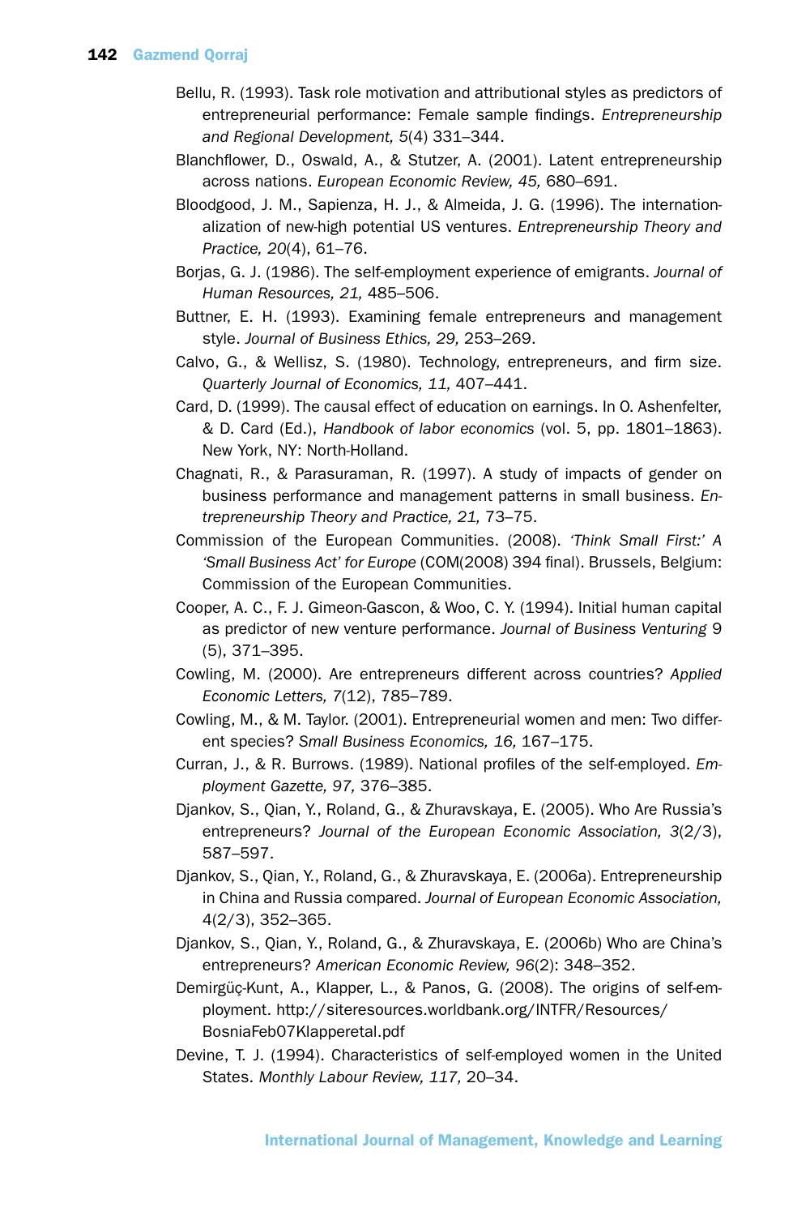Bellu, R. (1993). Task role motivation and attributional styles as predictors of entrepreneurial performance: Female sample findings. *Entrepreneurship and Regional Development, 5*(4) 331–344.

Blanchflower, D., Oswald, A., & Stutzer, A. (2001). Latent entrepreneurship across nations. *European Economic Review, 45,* 680–691.

Bloodgood, J. M., Sapienza, H. J., & Almeida, J. G. (1996). The internationalization of new-high potential US ventures. *Entrepreneurship Theory and Practice, 20*(4), 61–76.

Borjas, G. J. (1986). The self-employment experience of emigrants. *Journal of Human Resources, 21,* 485–506.

Buttner, E. H. (1993). Examining female entrepreneurs and management style. *Journal of Business Ethics, 29,* 253–269.

Calvo, G., & Wellisz, S. (1980). Technology, entrepreneurs, and firm size. *Quarterly Journal of Economics, 11,* 407–441.

Card, D. (1999). The causal effect of education on earnings. In O. Ashenfelter, & D. Card (Ed.), *Handbook of labor economics* (vol. 5, pp. 1801–1863). New York, NY: North-Holland.

Chagnati, R., & Parasuraman, R. (1997). A study of impacts of gender on business performance and management patterns in small business. *Entrepreneurship Theory and Practice, 21,* 73–75.

Commission of the European Communities. (2008). *'Think Small First:' A 'Small Business Act' for Europe* (COM(2008) 394 final). Brussels, Belgium: Commission of the European Communities.

Cooper, A. C., F. J. Gimeon-Gascon, & Woo, C. Y. (1994). Initial human capital as predictor of new venture performance. *Journal of Business Venturing* 9 (5), 371–395.

Cowling, M. (2000). Are entrepreneurs different across countries? *Applied Economic Letters, 7*(12), 785–789.

Cowling, M., & M. Taylor. (2001). Entrepreneurial women and men: Two different species? *Small Business Economics, 16,* 167–175.

Curran, J., & R. Burrows. (1989). National profiles of the self-employed. *Employment Gazette, 97,* 376–385.

Djankov, S., Qian, Y., Roland, G., & Zhuravskaya, E. (2005). Who Are Russia's entrepreneurs? *Journal of the European Economic Association, 3*(2/3), 587–597.

Djankov, S., Qian, Y., Roland, G., & Zhuravskaya, E. (2006a). Entrepreneurship in China and Russia compared. *Journal of European Economic Association,* 4(2/3), 352–365.

Djankov, S., Qian, Y., Roland, G., & Zhuravskaya, E. (2006b) Who are China's entrepreneurs? *American Economic Review, 96*(2): 348–352.

Demirgüç-Kunt, A., Klapper, L., & Panos, G. (2008). The origins of self-employment. http://siteresources.worldbank.org/INTFR/Resources/BosniaFeb07Klapperetal.pdf

Devine, T. J. (1994). Characteristics of self-employed women in the United States. *Monthly Labour Review, 117,* 20–34.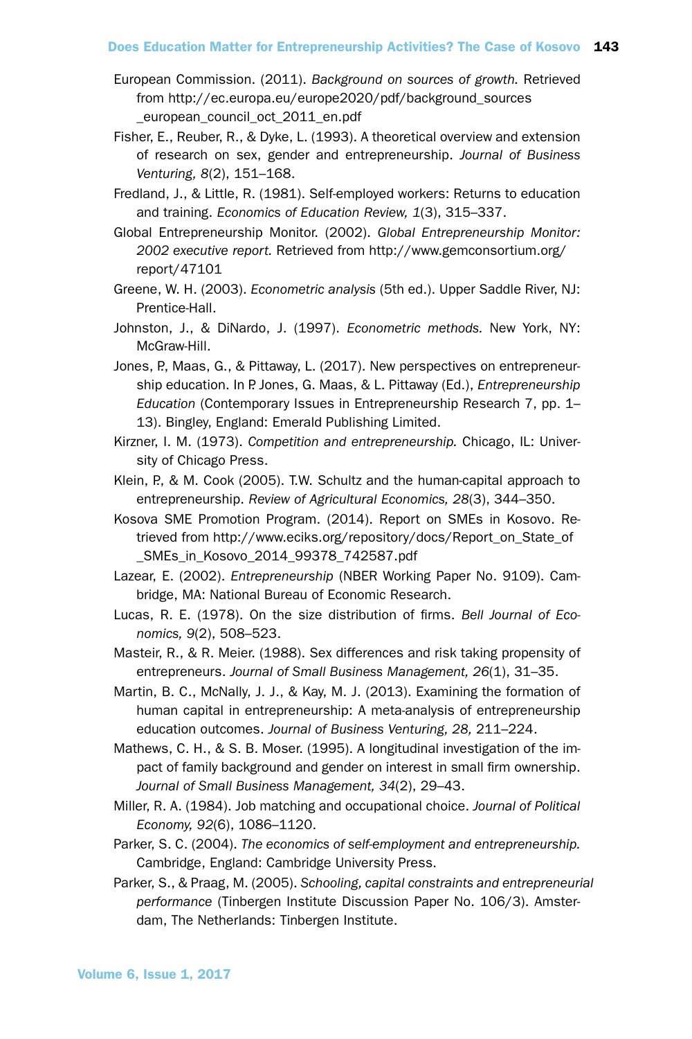European Commission. (2011). *Background on sources of growth.* Retrieved from http://ec.europa.eu/europe2020/pdf/background_sources_european_council_oct_2011_en.pdf

Fisher, E., Reuber, R., & Dyke, L. (1993). A theoretical overview and extension of research on sex, gender and entrepreneurship. *Journal of Business Venturing, 8*(2), 151–168.

Fredland, J., & Little, R. (1981). Self-employed workers: Returns to education and training. *Economics of Education Review, 1*(3), 315–337.

Global Entrepreneurship Monitor. (2002). *Global Entrepreneurship Monitor: 2002 executive report.* Retrieved from http://www.gemconsortium.org/report/47101

Greene, W. H. (2003). *Econometric analysis* (5th ed.). Upper Saddle River, NJ: Prentice-Hall.

Johnston, J., & DiNardo, J. (1997). *Econometric methods.* New York, NY: McGraw-Hill.

Jones, P., Maas, G., & Pittaway, L. (2017). New perspectives on entrepreneurship education. In P. Jones, G. Maas, & L. Pittaway (Ed.), *Entrepreneurship Education* (Contemporary Issues in Entrepreneurship Research 7, pp. 1–13). Bingley, England: Emerald Publishing Limited.

Kirzner, I. M. (1973). *Competition and entrepreneurship.* Chicago, IL: University of Chicago Press.

Klein, P., & M. Cook (2005). T.W. Schultz and the human-capital approach to entrepreneurship. *Review of Agricultural Economics, 28*(3), 344–350.

Kosova SME Promotion Program. (2014). Report on SMEs in Kosovo. Retrieved from http://www.eciks.org/repository/docs/Report_on_State_of_SMEs_in_Kosovo_2014_99378_742587.pdf

Lazear, E. (2002). *Entrepreneurship* (NBER Working Paper No. 9109). Cambridge, MA: National Bureau of Economic Research.

Lucas, R. E. (1978). On the size distribution of firms. *Bell Journal of Economics, 9*(2), 508–523.

Masteir, R., & R. Meier. (1988). Sex differences and risk taking propensity of entrepreneurs. *Journal of Small Business Management, 26*(1), 31–35.

Martin, B. C., McNally, J. J., & Kay, M. J. (2013). Examining the formation of human capital in entrepreneurship: A meta-analysis of entrepreneurship education outcomes. *Journal of Business Venturing, 28,* 211–224.

Mathews, C. H., & S. B. Moser. (1995). A longitudinal investigation of the impact of family background and gender on interest in small firm ownership. *Journal of Small Business Management, 34*(2), 29–43.

Miller, R. A. (1984). Job matching and occupational choice. *Journal of Political Economy, 92*(6), 1086–1120.

Parker, S. C. (2004). *The economics of self-employment and entrepreneurship.* Cambridge, England: Cambridge University Press.

Parker, S., & Praag, M. (2005). *Schooling, capital constraints and entrepreneurial performance* (Tinbergen Institute Discussion Paper No. 106/3). Amsterdam, The Netherlands: Tinbergen Institute.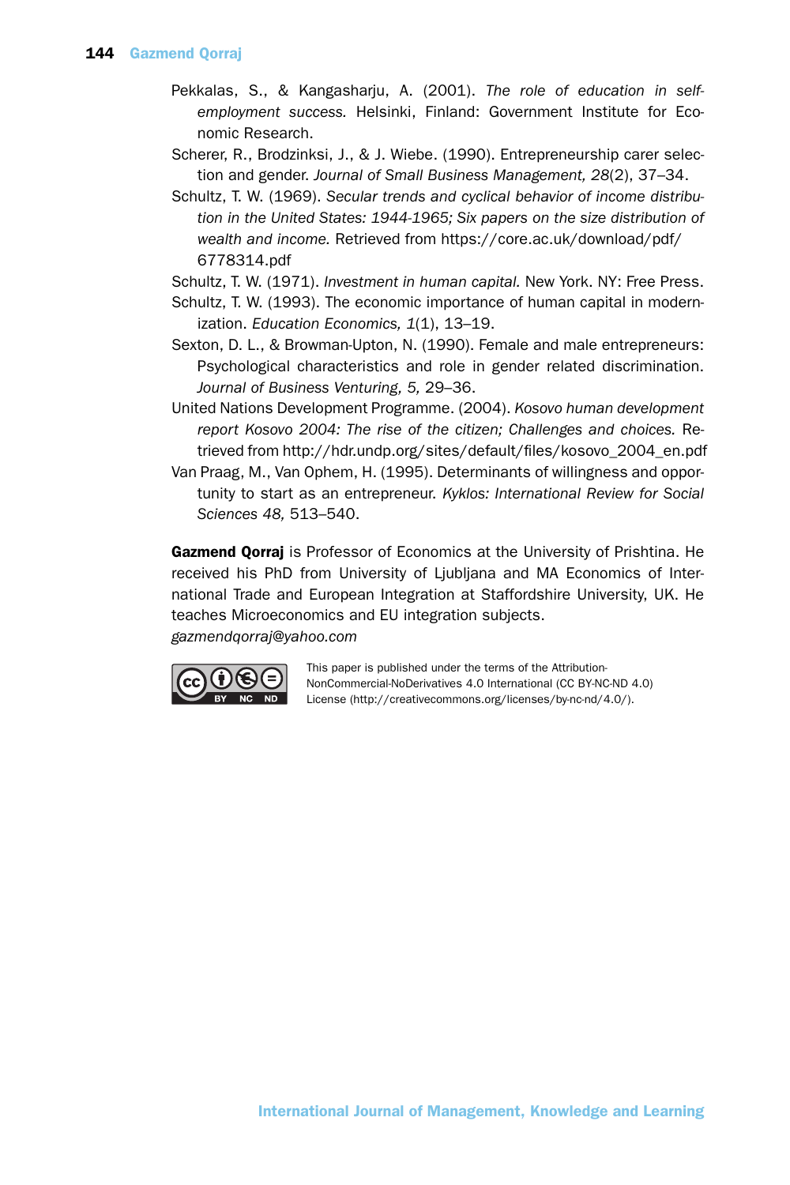Pekkalas, S., & Kangasharju, A. (2001). *The role of education in self-employment success.* Helsinki, Finland: Government Institute for Economic Research.

Scherer, R., Brodzinksi, J., & J. Wiebe. (1990). Entrepreneurship carer selection and gender. *Journal of Small Business Management, 28*(2), 37–34.

Schultz, T. W. (1969). *Secular trends and cyclical behavior of income distribution in the United States: 1944-1965; Six papers on the size distribution of wealth and income.* Retrieved from https://core.ac.uk/download/pdf/6778314.pdf

Schultz, T. W. (1971). *Investment in human capital.* New York. NY: Free Press.

Schultz, T. W. (1993). The economic importance of human capital in modernization. *Education Economics, 1*(1), 13–19.

Sexton, D. L., & Browman-Upton, N. (1990). Female and male entrepreneurs: Psychological characteristics and role in gender related discrimination. *Journal of Business Venturing, 5,* 29–36.

United Nations Development Programme. (2004). *Kosovo human development report Kosovo 2004: The rise of the citizen; Challenges and choices.* Retrieved from http://hdr.undp.org/sites/default/files/kosovo_2004_en.pdf

Van Praag, M., Van Ophem, H. (1995). Determinants of willingness and opportunity to start as an entrepreneur. *Kyklos: International Review for Social Sciences 48,* 513–540.

**Gazmend Qorraj** is Professor of Economics at the University of Prishtina. He received his PhD from University of Ljubljana and MA Economics of International Trade and European Integration at Staffordshire University, UK. He teaches Microeconomics and EU integration subjects.
*gazmendqorraj@yahoo.com*

This paper is published under the terms of the Attribution-NonCommercial-NoDerivatives 4.0 International (CC BY-NC-ND 4.0) License (http://creativecommons.org/licenses/by-nc-nd/4.0/).